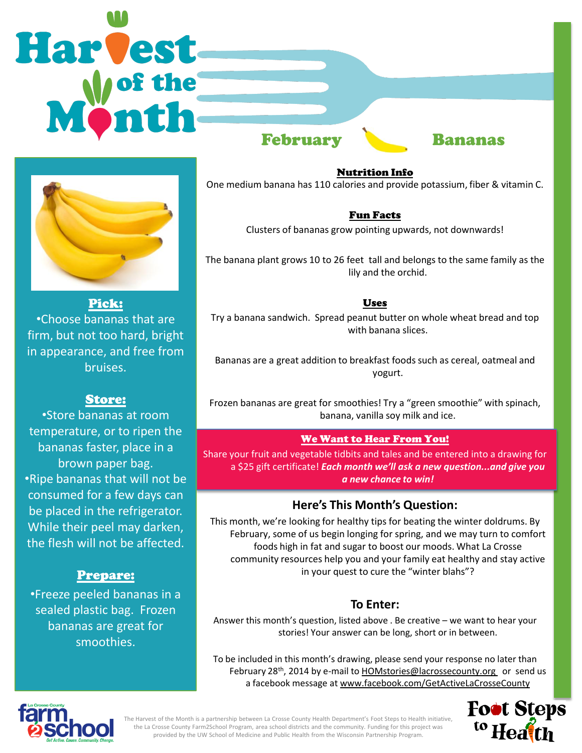# Harvest of the Month

## February — Bananas

**Pick:**

•Choose bananas that are firm, but not too hard, bright in appearance, and free from bruises.

**Store:**

•Store bananas at room temperature, or to ripen the bananas faster, place in a brown paper bag.

•Ripe bananas that will not be consumed for a few days can be placed in the refrigerator. While their peel may darken, the flesh will not be affected.

**Prepare:**

•Freeze peeled bananas in a sealed plastic bag. Frozen bananas are great for smoothies.

### Nutrition Info

One medium banana has 110 calories and provide potassium, fiber & vitamin C.

### Fun Facts

Clusters of bananas grow pointing upwards, not downwards!

The banana plant grows 10 to 26 feet tall and belongs to the same family as the lily and the orchid.

### Uses

Try a banana sandwich. Spread peanut butter on whole wheat bread and top with banana slices.

Bananas are a great addition to breakfast foods such as cereal, oatmeal and yogurt.

Frozen bananas are great for smoothies! Try a "green smoothie" with spinach, banana, vanilla soy milk and ice.

### We Want to Hear From You!

Share your fruit and vegetable tidbits and tales and be entered into a drawing for a $25 gift certificate! ***Each month we'll ask a new question...and give you a new chance to win!***

### Here's This Month's Question:

This month, we're looking for healthy tips for beating the winter doldrums. By February, some of us begin longing for spring, and we may turn to comfort foods high in fat and sugar to boost our moods. What La Crosse community resources help you and your family eat healthy and stay active in your quest to cure the "winter blahs"?

### To Enter:

Answer this month's question, listed above . Be creative – we want to hear your stories! Your answer can be long, short or in between.

To be included in this month's drawing, please send your response no later than February 28th, 2014 by e-mail to HOMstories@lacrossecounty.org or send us a facebook message at www.facebook.com/GetActiveLaCrosseCounty

La Crosse County farm 2 school — Get Active. Cause. Community. Change.

The Harvest of the Month is a partnership between La Crosse County Health Department's Foot Steps to Health initiative, the La Crosse County Farm2School Program, area school districts and the community. Funding for this project was provided by the UW School of Medicine and Public Health from the Wisconsin Partnership Program.

Foot Steps to Health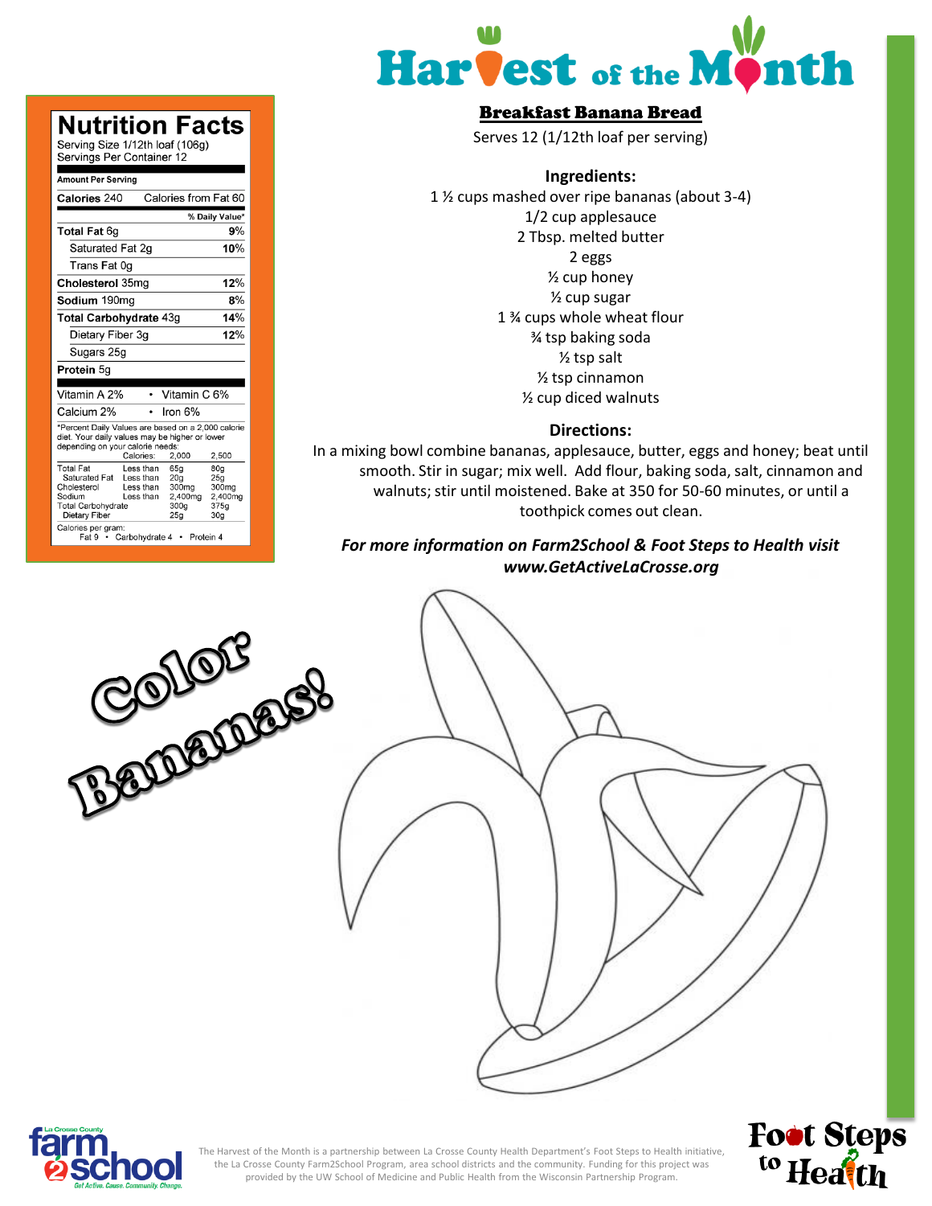# Harvest of the Month

## Breakfast Banana Bread

Serves 12 (1/12th loaf per serving)

### Ingredients:

1 ½ cups mashed over ripe bananas (about 3-4)
1/2 cup applesauce
2 Tbsp. melted butter
2 eggs
½ cup honey
½ cup sugar
1 ¾ cups whole wheat flour
¾ tsp baking soda
½ tsp salt
½ tsp cinnamon
½ cup diced walnuts

### Directions:

In a mixing bowl combine bananas, applesauce, butter, eggs and honey; beat until smooth. Stir in sugar; mix well. Add flour, baking soda, salt, cinnamon and walnuts; stir until moistened. Bake at 350 for 50-60 minutes, or until a toothpick comes out clean.

***For more information on Farm2School & Foot Steps to Health visit www.GetActiveLaCrosse.org***

## Nutrition Facts

Serving Size 1/12th loaf (106g)
Servings Per Container 12

**Amount Per Serving**

| | |
|---|---|
| **Calories** 240 | Calories from Fat 60 |
| | **% Daily Value*** |
| **Total Fat** 6g | **9%** |
| Saturated Fat 2g | **10%** |
| Trans Fat 0g | |
| **Cholesterol** 35mg | **12%** |
| **Sodium** 190mg | **8%** |
| **Total Carbohydrate** 43g | **14%** |
| Dietary Fiber 3g | **12%** |
| Sugars 25g | |
| **Protein** 5g | |

Vitamin A 2% • Vitamin C 6%
Calcium 2% • Iron 6%

*Percent Daily Values are based on a 2,000 calorie diet. Your daily values may be higher or lower depending on your calorie needs:

| | | 2,000 | 2,500 |
|---|---|---|---|
| | Calories: | 2,000 | 2,500 |
| Total Fat | Less than | 65g | 80g |
| Saturated Fat | Less than | 20g | 25g |
| Cholesterol | Less than | 300mg | 300mg |
| Sodium | Less than | 2,400mg | 2,400mg |
| Total Carbohydrate | | 300g | 375g |
| Dietary Fiber | | 25g | 30g |

Calories per gram:
Fat 9 • Carbohydrate 4 • Protein 4

**Color Bananas!**

La Crosse County farm 2 school — Get Active. Cause. Community. Change.

The Harvest of the Month is a partnership between La Crosse County Health Department's Foot Steps to Health initiative, the La Crosse County Farm2School Program, area school districts and the community. Funding for this project was provided by the UW School of Medicine and Public Health from the Wisconsin Partnership Program.

Foot Steps to Health